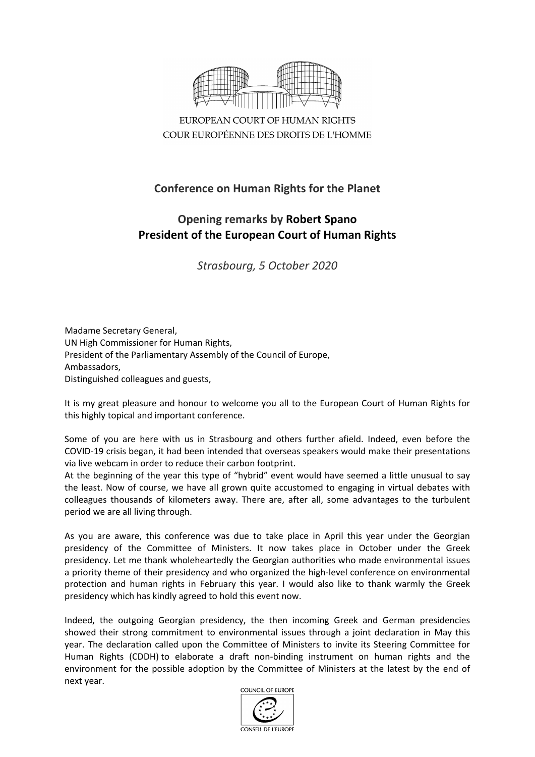EUROPEAN COURT OF HUMAN RIGHTS
COUR EUROPÉENNE DES DROITS DE L'HOMME

## Conference on Human Rights for the Planet

## Opening remarks by **Robert Spano**
## **President of the European Court of Human Rights**

*Strasbourg, 5 October 2020*

Madame Secretary General,
UN High Commissioner for Human Rights,
President of the Parliamentary Assembly of the Council of Europe,
Ambassadors,
Distinguished colleagues and guests,

It is my great pleasure and honour to welcome you all to the European Court of Human Rights for this highly topical and important conference.

Some of you are here with us in Strasbourg and others further afield. Indeed, even before the COVID-19 crisis began, it had been intended that overseas speakers would make their presentations via live webcam in order to reduce their carbon footprint.
At the beginning of the year this type of "hybrid" event would have seemed a little unusual to say the least. Now of course, we have all grown quite accustomed to engaging in virtual debates with colleagues thousands of kilometers away. There are, after all, some advantages to the turbulent period we are all living through.

As you are aware, this conference was due to take place in April this year under the Georgian presidency of the Committee of Ministers. It now takes place in October under the Greek presidency. Let me thank wholeheartedly the Georgian authorities who made environmental issues a priority theme of their presidency and who organized the high-level conference on environmental protection and human rights in February this year. I would also like to thank warmly the Greek presidency which has kindly agreed to hold this event now.

Indeed, the outgoing Georgian presidency, the then incoming Greek and German presidencies showed their strong commitment to environmental issues through a joint declaration in May this year. The declaration called upon the Committee of Ministers to invite its Steering Committee for Human Rights (CDDH) to elaborate a draft non-binding instrument on human rights and the environment for the possible adoption by the Committee of Ministers at the latest by the end of next year.

COUNCIL OF EUROPE
CONSEIL DE L'EUROPE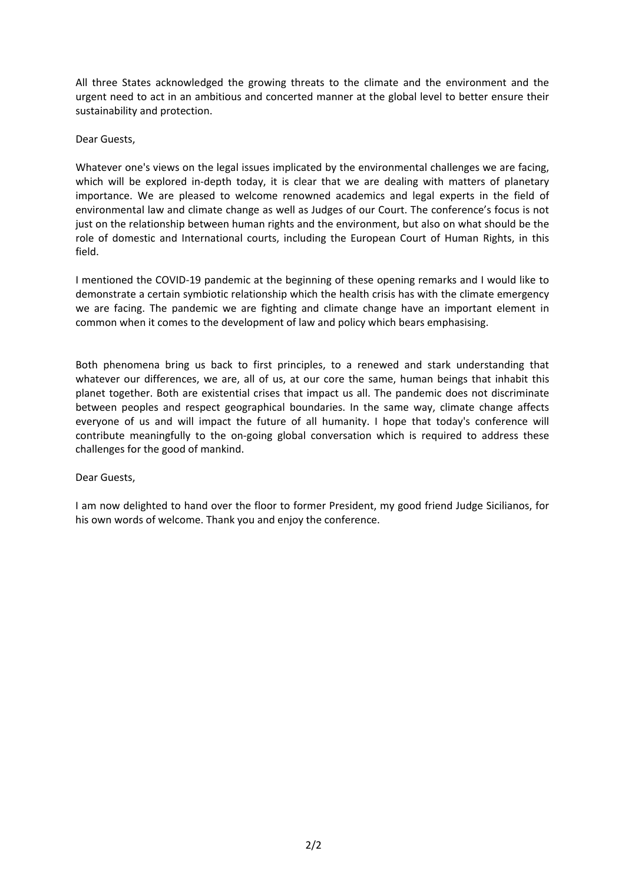All three States acknowledged the growing threats to the climate and the environment and the urgent need to act in an ambitious and concerted manner at the global level to better ensure their sustainability and protection.

Dear Guests,

Whatever one's views on the legal issues implicated by the environmental challenges we are facing, which will be explored in-depth today, it is clear that we are dealing with matters of planetary importance. We are pleased to welcome renowned academics and legal experts in the field of environmental law and climate change as well as Judges of our Court. The conference's focus is not just on the relationship between human rights and the environment, but also on what should be the role of domestic and International courts, including the European Court of Human Rights, in this field.

I mentioned the COVID-19 pandemic at the beginning of these opening remarks and I would like to demonstrate a certain symbiotic relationship which the health crisis has with the climate emergency we are facing. The pandemic we are fighting and climate change have an important element in common when it comes to the development of law and policy which bears emphasising.

Both phenomena bring us back to first principles, to a renewed and stark understanding that whatever our differences, we are, all of us, at our core the same, human beings that inhabit this planet together. Both are existential crises that impact us all. The pandemic does not discriminate between peoples and respect geographical boundaries. In the same way, climate change affects everyone of us and will impact the future of all humanity. I hope that today's conference will contribute meaningfully to the on-going global conversation which is required to address these challenges for the good of mankind.

Dear Guests,

I am now delighted to hand over the floor to former President, my good friend Judge Sicilianos, for his own words of welcome. Thank you and enjoy the conference.